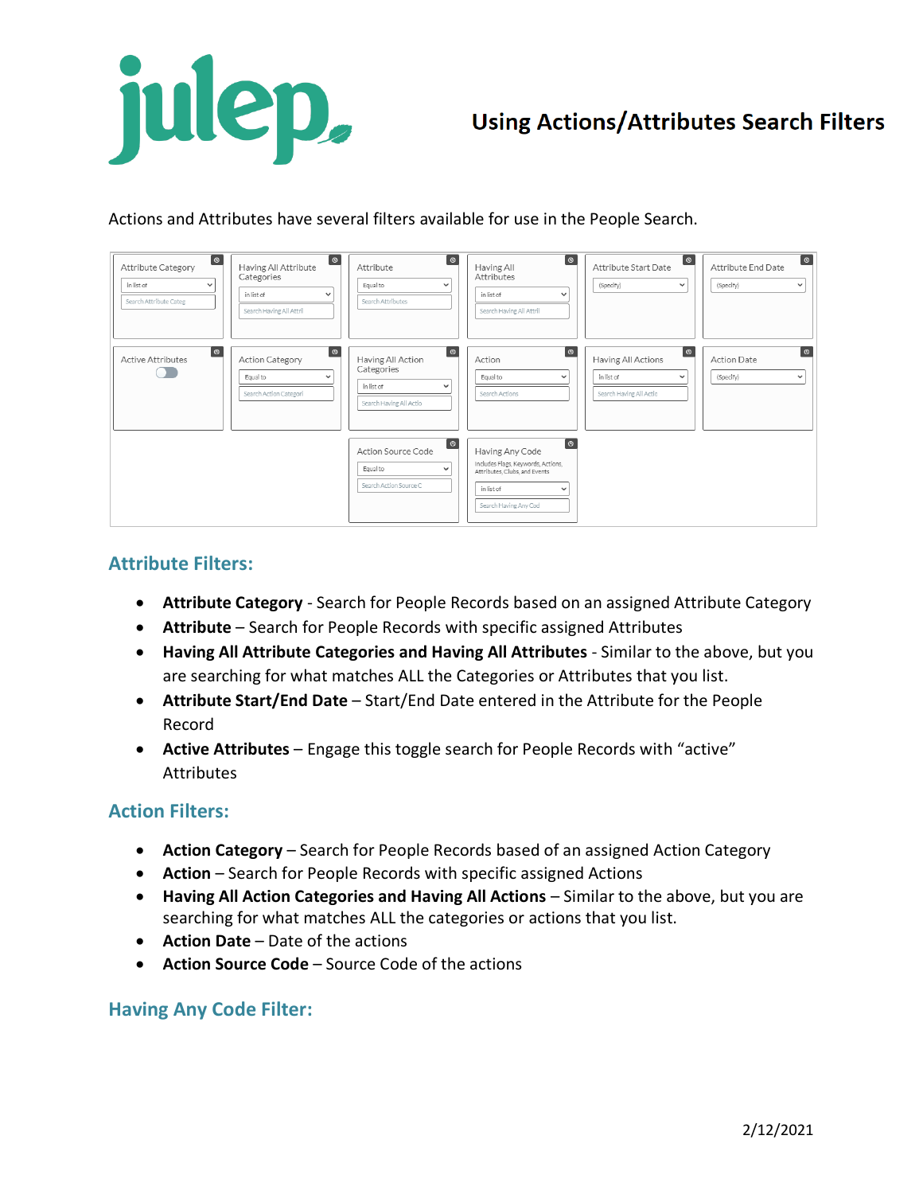# Using Actions/Attributes Search Filters

Actions and Attributes have several filters available for use in the People Search.

## Attribute Filters:

- **Attribute Category** - Search for People Records based on an assigned Attribute Category
- **Attribute** – Search for People Records with specific assigned Attributes
- **Having All Attribute Categories and Having All Attributes** - Similar to the above, but you are searching for what matches ALL the Categories or Attributes that you list.
- **Attribute Start/End Date** – Start/End Date entered in the Attribute for the People Record
- **Active Attributes** – Engage this toggle search for People Records with "active" Attributes

## Action Filters:

- **Action Category** – Search for People Records based of an assigned Action Category
- **Action** – Search for People Records with specific assigned Actions
- **Having All Action Categories and Having All Actions** – Similar to the above, but you are searching for what matches ALL the categories or actions that you list.
- **Action Date** – Date of the actions
- **Action Source Code** – Source Code of the actions

## Having Any Code Filter:

2/12/2021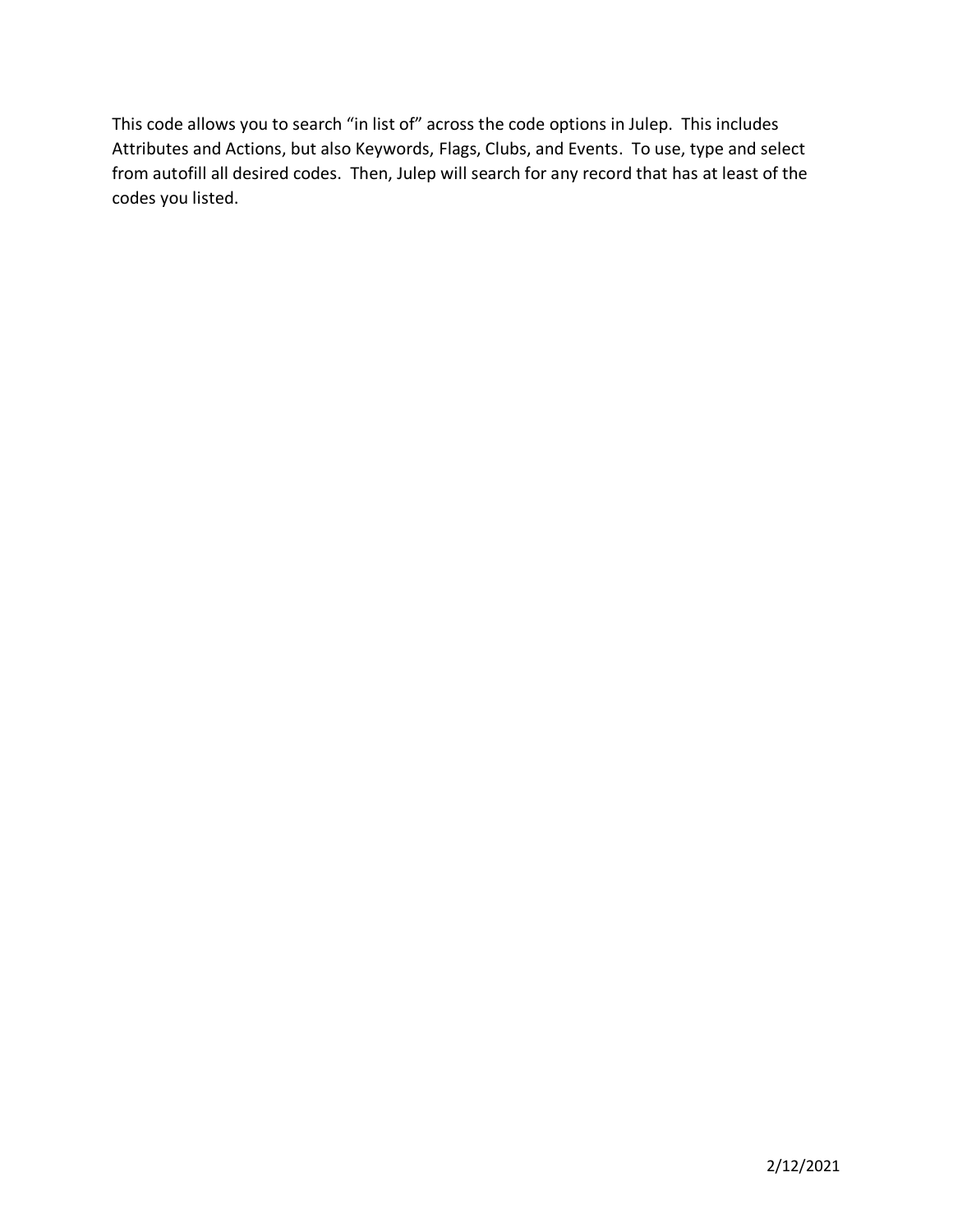This code allows you to search "in list of" across the code options in Julep. This includes Attributes and Actions, but also Keywords, Flags, Clubs, and Events. To use, type and select from autofill all desired codes. Then, Julep will search for any record that has at least of the codes you listed.

2/12/2021